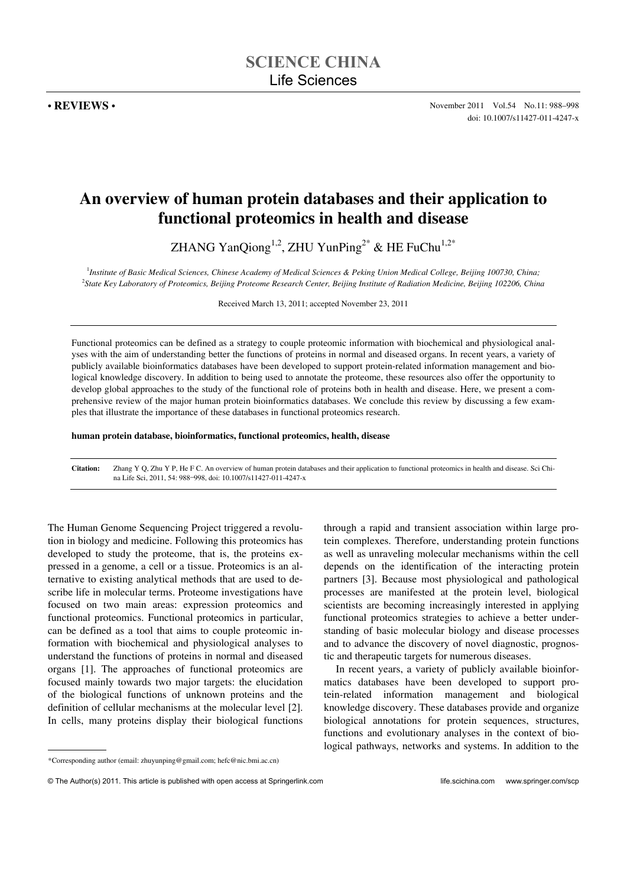**• REVIEWS •**

doi: 10.1007/s11427-011-4247-x

# An overview of human protein databases and their application to functional proteomics in health and disease

ZHANG YanQiong[1,2], ZHU YunPing[2*] & HE FuChu[1,2*]

[1]*Institute of Basic Medical Sciences, Chinese Academy of Medical Sciences & Peking Union Medical College, Beijing 100730, China;*
[2]*State Key Laboratory of Proteomics, Beijing Proteome Research Center, Beijing Institute of Radiation Medicine, Beijing 102206, China*

Received March 13, 2011; accepted November 23, 2011

Functional proteomics can be defined as a strategy to couple proteomic information with biochemical and physiological analyses with the aim of understanding better the functions of proteins in normal and diseased organs. In recent years, a variety of publicly available bioinformatics databases have been developed to support protein-related information management and biological knowledge discovery. In addition to being used to annotate the proteome, these resources also offer the opportunity to develop global approaches to the study of the functional role of proteins both in health and disease. Here, we present a comprehensive review of the major human protein bioinformatics databases. We conclude this review by discussing a few examples that illustrate the importance of these databases in functional proteomics research.

**human protein database, bioinformatics, functional proteomics, health, disease**

**Citation:** Zhang Y Q, Zhu Y P, He F C. An overview of human protein databases and their application to functional proteomics in health and disease. Sci China Life Sci, 2011, 54: 988–998, doi: 10.1007/s11427-011-4247-x

The Human Genome Sequencing Project triggered a revolution in biology and medicine. Following this proteomics has developed to study the proteome, that is, the proteins expressed in a genome, a cell or a tissue. Proteomics is an alternative to existing analytical methods that are used to describe life in molecular terms. Proteome investigations have focused on two main areas: expression proteomics and functional proteomics. Functional proteomics in particular, can be defined as a tool that aims to couple proteomic information with biochemical and physiological analyses to understand the functions of proteins in normal and diseased organs [1]. The approaches of functional proteomics are focused mainly towards two major targets: the elucidation of the biological functions of unknown proteins and the definition of cellular mechanisms at the molecular level [2]. In cells, many proteins display their biological functions through a rapid and transient association within large protein complexes. Therefore, understanding protein functions as well as unraveling molecular mechanisms within the cell depends on the identification of the interacting protein partners [3]. Because most physiological and pathological processes are manifested at the protein level, biological scientists are becoming increasingly interested in applying functional proteomics strategies to achieve a better understanding of basic molecular biology and disease processes and to advance the discovery of novel diagnostic, prognostic and therapeutic targets for numerous diseases.

In recent years, a variety of publicly available bioinformatics databases have been developed to support protein-related information management and biological knowledge discovery. These databases provide and organize biological annotations for protein sequences, structures, functions and evolutionary analyses in the context of biological pathways, networks and systems. In addition to the

*Corresponding author (email: zhuyunping@gmail.com; hefc@nic.bmi.ac.cn)

© The Author(s) 2011. This article is published with open access at Springerlink.com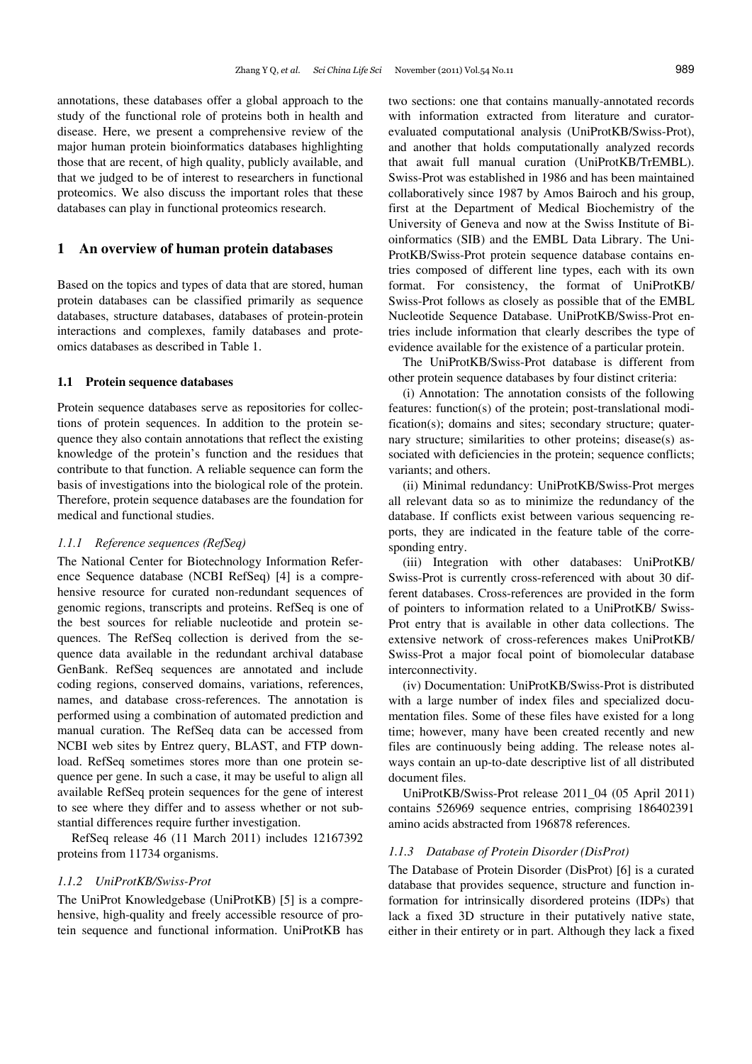annotations, these databases offer a global approach to the study of the functional role of proteins both in health and disease. Here, we present a comprehensive review of the major human protein bioinformatics databases highlighting those that are recent, of high quality, publicly available, and that we judged to be of interest to researchers in functional proteomics. We also discuss the important roles that these databases can play in functional proteomics research.

## 1 An overview of human protein databases

Based on the topics and types of data that are stored, human protein databases can be classified primarily as sequence databases, structure databases, databases of protein-protein interactions and complexes, family databases and proteomics databases as described in Table 1.

### 1.1 Protein sequence databases

Protein sequence databases serve as repositories for collections of protein sequences. In addition to the protein sequence they also contain annotations that reflect the existing knowledge of the protein's function and the residues that contribute to that function. A reliable sequence can form the basis of investigations into the biological role of the protein. Therefore, protein sequence databases are the foundation for medical and functional studies.

#### *1.1.1 Reference sequences (RefSeq)*

The National Center for Biotechnology Information Reference Sequence database (NCBI RefSeq) [4] is a comprehensive resource for curated non-redundant sequences of genomic regions, transcripts and proteins. RefSeq is one of the best sources for reliable nucleotide and protein sequences. The RefSeq collection is derived from the sequence data available in the redundant archival database GenBank. RefSeq sequences are annotated and include coding regions, conserved domains, variations, references, names, and database cross-references. The annotation is performed using a combination of automated prediction and manual curation. The RefSeq data can be accessed from NCBI web sites by Entrez query, BLAST, and FTP download. RefSeq sometimes stores more than one protein sequence per gene. In such a case, it may be useful to align all available RefSeq protein sequences for the gene of interest to see where they differ and to assess whether or not substantial differences require further investigation.

RefSeq release 46 (11 March 2011) includes 12167392 proteins from 11734 organisms.

#### *1.1.2 UniProtKB/Swiss-Prot*

The UniProt Knowledgebase (UniProtKB) [5] is a comprehensive, high-quality and freely accessible resource of protein sequence and functional information. UniProtKB has two sections: one that contains manually-annotated records with information extracted from literature and curator-evaluated computational analysis (UniProtKB/Swiss-Prot), and another that holds computationally analyzed records that await full manual curation (UniProtKB/TrEMBL). Swiss-Prot was established in 1986 and has been maintained collaboratively since 1987 by Amos Bairoch and his group, first at the Department of Medical Biochemistry of the University of Geneva and now at the Swiss Institute of Bioinformatics (SIB) and the EMBL Data Library. The UniProtKB/Swiss-Prot protein sequence database contains entries composed of different line types, each with its own format. For consistency, the format of UniProtKB/Swiss-Prot follows as closely as possible that of the EMBL Nucleotide Sequence Database. UniProtKB/Swiss-Prot entries include information that clearly describes the type of evidence available for the existence of a particular protein.

The UniProtKB/Swiss-Prot database is different from other protein sequence databases by four distinct criteria:

(i) Annotation: The annotation consists of the following features: function(s) of the protein; post-translational modification(s); domains and sites; secondary structure; quaternary structure; similarities to other proteins; disease(s) associated with deficiencies in the protein; sequence conflicts; variants; and others.

(ii) Minimal redundancy: UniProtKB/Swiss-Prot merges all relevant data so as to minimize the redundancy of the database. If conflicts exist between various sequencing reports, they are indicated in the feature table of the corresponding entry.

(iii) Integration with other databases: UniProtKB/Swiss-Prot is currently cross-referenced with about 30 different databases. Cross-references are provided in the form of pointers to information related to a UniProtKB/ Swiss-Prot entry that is available in other data collections. The extensive network of cross-references makes UniProtKB/Swiss-Prot a major focal point of biomolecular database interconnectivity.

(iv) Documentation: UniProtKB/Swiss-Prot is distributed with a large number of index files and specialized documentation files. Some of these files have existed for a long time; however, many have been created recently and new files are continuously being adding. The release notes always contain an up-to-date descriptive list of all distributed document files.

UniProtKB/Swiss-Prot release 2011_04 (05 April 2011) contains 526969 sequence entries, comprising 186402391 amino acids abstracted from 196878 references.

#### *1.1.3 Database of Protein Disorder (DisProt)*

The Database of Protein Disorder (DisProt) [6] is a curated database that provides sequence, structure and function information for intrinsically disordered proteins (IDPs) that lack a fixed 3D structure in their putatively native state, either in their entirety or in part. Although they lack a fixed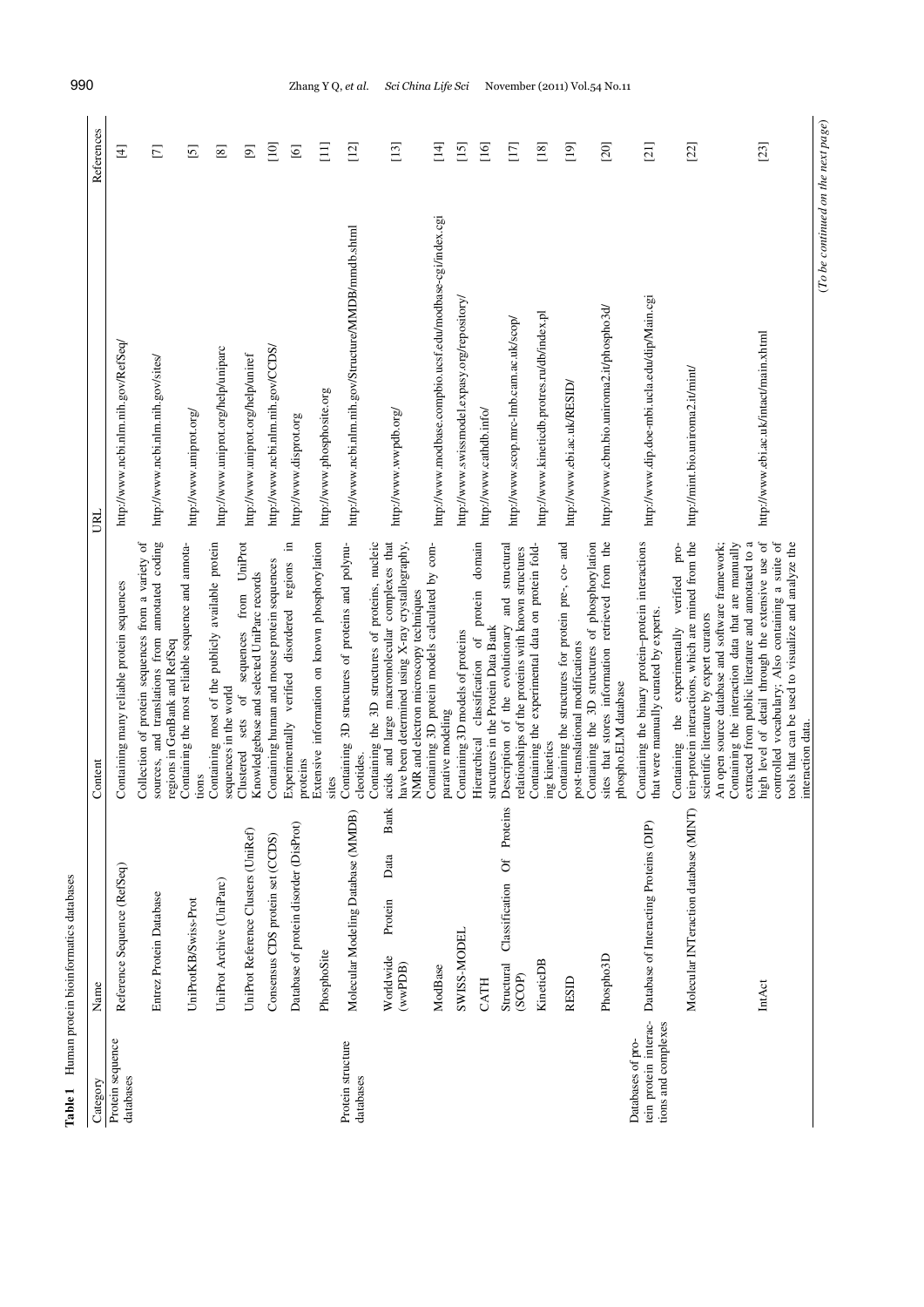**Table 1** Human protein bioinformatics databases

| Category | Name | Content | URL | References |
|---|---|---|---|---|
| Protein sequence databases | Reference Sequence (RefSeq) | Containing many reliable protein sequences | http://www.ncbi.nlm.nih.gov/RefSeq/ | [4] |
| | Entrez Protein Database | Collection of protein sequences from a variety of sources, and translations from annotated coding regions in GenBank and RefSeq | http://www.ncbi.nlm.nih.gov/sites/ | [7] |
| | UniProtKB/Swiss-Prot | Containing the most reliable sequence and annotations | http://www.uniprot.org/ | [5] |
| | UniProt Archive (UniParc) | Containing most of the publicly available protein sequences in the world | http://www.uniprot.org/help/uniparc | [8] |
| | UniProt Reference Clusters (UniRef) | Clustered sets of sequences from UniProt Knowledgebase and selected UniParc records | http://www.uniprot.org/help/uniref | [9] |
| | Consensus CDS protein set (CCDS) | Containing human and mouse protein sequences | http://www.ncbi.nlm.nih.gov/CCDS/ | [10] |
| | Database of protein disorder (DisProt) | Experimentally verified disordered regions in proteins | http://www.disprot.org | [6] |
| | PhosphoSite | Extensive information on known phosphorylation sites | http://www.phosphosite.org | [11] |
| Protein structure databases | Molecular Modeling Database (MMDB) | Containing 3D structures of proteins and polynucleotides. | http://www.ncbi.nlm.nih.gov/Structure/MMDB/mmdb.shtml | [12] |
| | Worldwide Protein Data Bank (wwPDB) | Containing the 3D structures of proteins, nucleic acids and large macromolecular complexes that have been determined using X-ray crystallography, NMR and electron microscopy techniques | http://www.wwpdb.org/ | [13] |
| | ModBase | Containing 3D protein models calculated by comparative modeling | http://www.modbase.compbio.ucsf.edu/modbase-cgi/index.cgi | [14] |
| | SWISS-MODEL | Containing 3D models of proteins | http://www.swissmodel.expasy.org/repository/ | [15] |
| | CATH | Hierarchical classification of protein domain structures in the Protein Data Bank | http://www.cathdb.info/ | [16] |
| | Structural Classification Of Proteins (SCOP) | Description of the evolutionary and structural relationships of the proteins with known structures | http://www.scop.mrc-lmb.cam.ac.uk/scop/ | [17] |
| | KineticDB | Containing the experimental data on protein folding kinetics | http://www.kineticdb.protres.ru/db/index.pl | [18] |
| | RESID | Containing the structures for protein pre-, co- and post-translational modifications | http://www.ebi.ac.uk/RESID/ | [19] |
| | Phospho3D | Containing the 3D structures of phosphorylation sites that stores information retrieved from the phospho.ELM database | http://www.cbm.bio.uniroma2.it/phospho3d/ | [20] |
| Databases of protein protein interactions and complexes | Database of Interacting Proteins (DIP) | Containing the binary protein–protein interactions that were manually curated by experts. | http://www.dip.doe-mbi.ucla.edu/dip/Main.cgi | [21] |
| | Molecular INTeraction database (MINT) | Containing the experimentally verified protein-protein interactions, which are mined from the scientific literature by expert curators | http://mint.bio.uniroma2.it/mint/ | [22] |
| | IntAct | An open source database and software framework; Containing the interaction data that are manually extracted from public literature and annotated to a high level of detail through the extensive use of controlled vocabulary; Also containing a suite of tools that can be used to visualize and analyze the interaction data. | http://www.ebi.ac.uk/intact/main.xhtml | [23] |

*(To be continued on the next page)*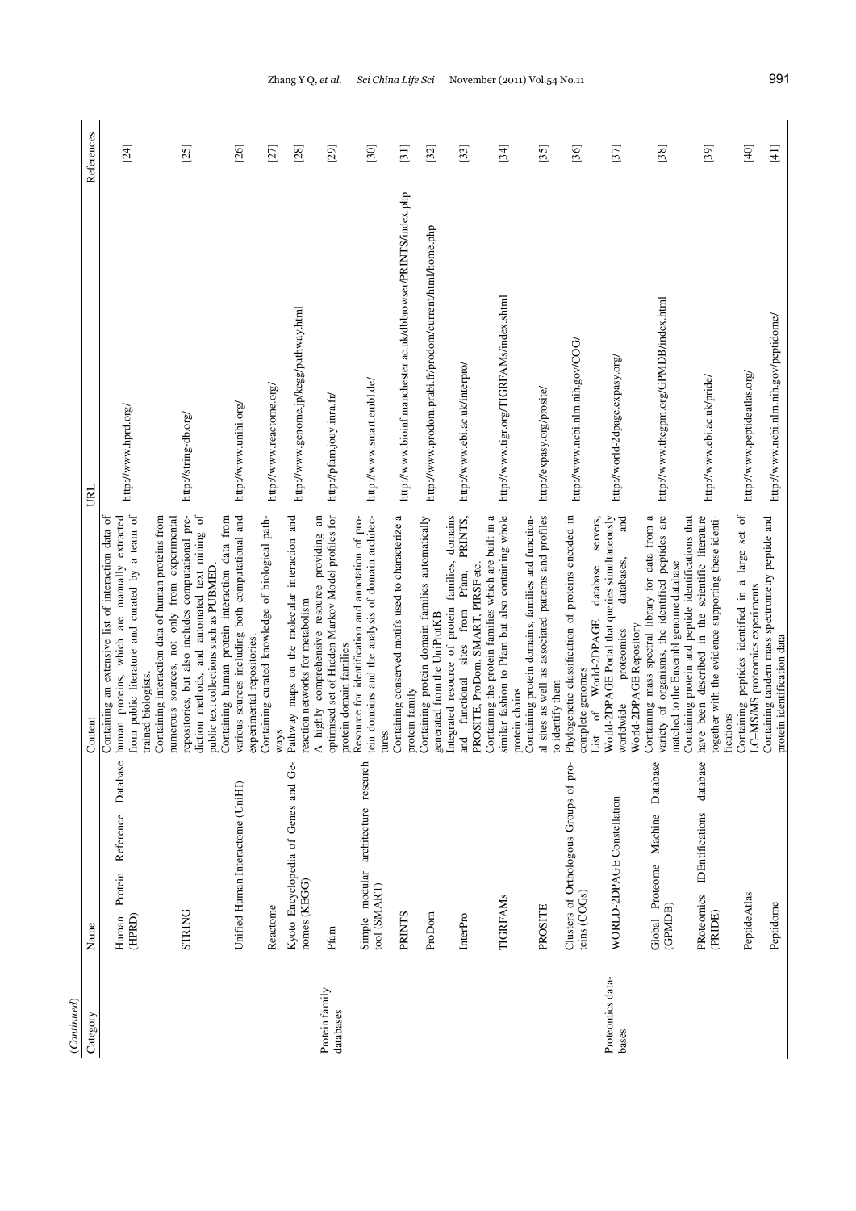(*Continued*)

| Category | Name | Content | URL | References |
|---|---|---|---|---|
| | Human Protein Reference Database (HPRD) | Containing an extensive list of interaction data of human proteins, which are manually extracted from public literature and curated by a team of trained biologists. | http://www.hprd.org/ | [24] |
| | STRING | Containing interaction data of human proteins from numerous sources, not only from experimental repositories, but also includes computational prediction methods, and automated text mining of public text collections such as PUBMED. | http://string-db.org/ | [25] |
| | Unified Human Interactome (UniHI) | Containing human protein interaction data from various sources including both computational and experimental repositories. | http://www.unihi.org/ | [26] |
| | Reactome | Containing curated knowledge of biological pathways | http://www.reactome.org/ | [27] |
| | Kyoto Encyclopedia of Genes and Genomes (KEGG) | Pathway maps on the molecular interaction and reaction networks for metabolism | http://www.genome.jp/kegg/pathway.html | [28] |
| Protein family databases | Pfam | A highly comprehensive resource providing an optimised set of Hidden Markov Model profiles for protein domain families | http://pfam.jouy.inra.fr/ | [29] |
| | Simple modular architecture research tool (SMART) | Resource for identification and annotation of protein domains and the analysis of domain architectures | http://www.smart.embl.de/ | [30] |
| | PRINTS | Containing conserved motifs used to characterize a protein family | http://www.bioinf.manchester.ac.uk/dbbrowser/PRINTS/index.php | [31] |
| | ProDom | Containing protein domain families automatically generated from the UniProtKB | http://www.prodom.prabi.fr/prodom/current/html/home.php | [32] |
| | InterPro | Integrated resource of protein families, domains and functional sites from Pfam, PRINTS, PROSITE, ProDom, SMART, PIRSF etc. | http://www.ebi.ac.uk/interpro/ | [33] |
| | TIGRFAMs | Containing the protein families which are built in a similar fashion to Pfam but also containing whole protein chains | http://www.tigr.org/TIGRFAMs/index.shtml | [34] |
| | PROSITE | Containing protein domains, families and functional sites as well as associated patterns and profiles to identify them | http://expasy.org/prosite/ | [35] |
| | Clusters of Orthologous Groups of proteins (COGs) | Phylogenetic classification of proteins encoded in complete genomes | http://www.ncbi.nlm.nih.gov/COG/ | [36] |
| Proteomics databases | WORLD-2DPAGE Constellation | List of World-2DPAGE database servers, World-2DPAGE Portal that queries simultaneously worldwide proteomics databases, and World-2DPAGE Repository | http://world-2dpage.expasy.org/ | [37] |
| | Global Proteome Machine Database (GPMDB) | Containing mass spectral library for data from a variety of organisms, the identified peptides are matched to the Ensembl genome database | http://www.thegpm.org/GPMDB/index.html | [38] |
| | PRoteomics IDEntifications database (PRIDE) | Containing protein and peptide identifications that have been described in the scientific literature together with the evidence supporting these identifications | http://www.ebi.ac.uk/pride/ | [39] |
| | PeptideAtlas | Containing peptides identified in a large set of LC-MS/MS proteomics experiments | http://www.peptideatlas.org/ | [40] |
| | Peptidome | Containing tandem mass spectrometry peptide and protein identification data | http://www.ncbi.nlm.nih.gov/peptidome/ | [41] |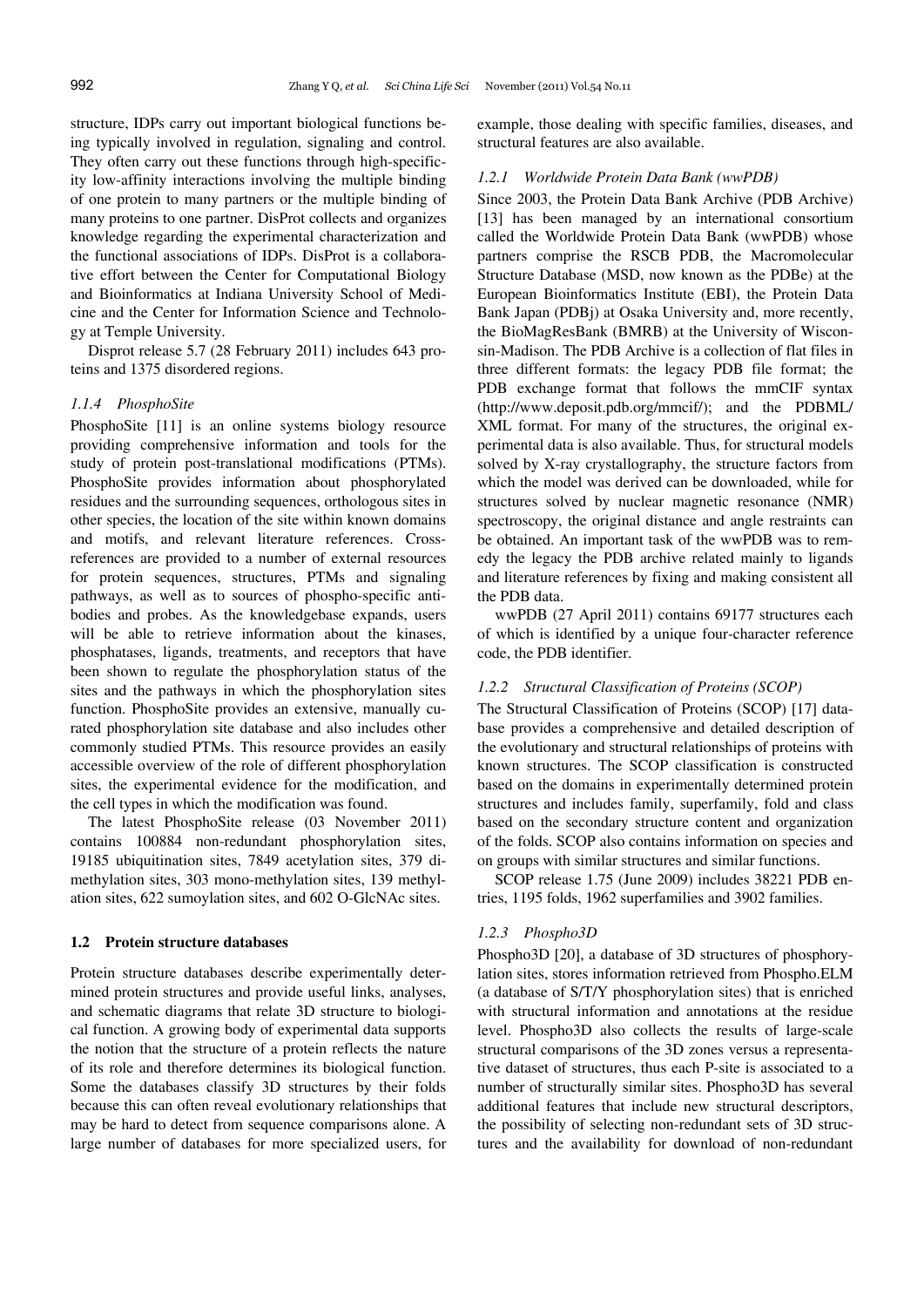structure, IDPs carry out important biological functions being typically involved in regulation, signaling and control. They often carry out these functions through high-specificity low-affinity interactions involving the multiple binding of one protein to many partners or the multiple binding of many proteins to one partner. DisProt collects and organizes knowledge regarding the experimental characterization and the functional associations of IDPs. DisProt is a collaborative effort between the Center for Computational Biology and Bioinformatics at Indiana University School of Medicine and the Center for Information Science and Technology at Temple University.

Disprot release 5.7 (28 February 2011) includes 643 proteins and 1375 disordered regions.

#### *1.1.4 PhosphoSite*

PhosphoSite [11] is an online systems biology resource providing comprehensive information and tools for the study of protein post-translational modifications (PTMs). PhosphoSite provides information about phosphorylated residues and the surrounding sequences, orthologous sites in other species, the location of the site within known domains and motifs, and relevant literature references. Cross-references are provided to a number of external resources for protein sequences, structures, PTMs and signaling pathways, as well as to sources of phospho-specific antibodies and probes. As the knowledgebase expands, users will be able to retrieve information about the kinases, phosphatases, ligands, treatments, and receptors that have been shown to regulate the phosphorylation status of the sites and the pathways in which the phosphorylation sites function. PhosphoSite provides an extensive, manually curated phosphorylation site database and also includes other commonly studied PTMs. This resource provides an easily accessible overview of the role of different phosphorylation sites, the experimental evidence for the modification, and the cell types in which the modification was found.

The latest PhosphoSite release (03 November 2011) contains 100884 non-redundant phosphorylation sites, 19185 ubiquitination sites, 7849 acetylation sites, 379 dimethylation sites, 303 mono-methylation sites, 139 methylation sites, 622 sumoylation sites, and 602 O-GlcNAc sites.

### **1.2 Protein structure databases**

Protein structure databases describe experimentally determined protein structures and provide useful links, analyses, and schematic diagrams that relate 3D structure to biological function. A growing body of experimental data supports the notion that the structure of a protein reflects the nature of its role and therefore determines its biological function. Some the databases classify 3D structures by their folds because this can often reveal evolutionary relationships that may be hard to detect from sequence comparisons alone. A large number of databases for more specialized users, for example, those dealing with specific families, diseases, and structural features are also available.

#### *1.2.1 Worldwide Protein Data Bank (wwPDB)*

Since 2003, the Protein Data Bank Archive (PDB Archive) [13] has been managed by an international consortium called the Worldwide Protein Data Bank (wwPDB) whose partners comprise the RSCB PDB, the Macromolecular Structure Database (MSD, now known as the PDBe) at the European Bioinformatics Institute (EBI), the Protein Data Bank Japan (PDBj) at Osaka University and, more recently, the BioMagResBank (BMRB) at the University of Wisconsin-Madison. The PDB Archive is a collection of flat files in three different formats: the legacy PDB file format; the PDB exchange format that follows the mmCIF syntax (http://www.deposit.pdb.org/mmcif/); and the PDBML/XML format. For many of the structures, the original experimental data is also available. Thus, for structural models solved by X-ray crystallography, the structure factors from which the model was derived can be downloaded, while for structures solved by nuclear magnetic resonance (NMR) spectroscopy, the original distance and angle restraints can be obtained. An important task of the wwPDB was to remedy the legacy the PDB archive related mainly to ligands and literature references by fixing and making consistent all the PDB data.

wwPDB (27 April 2011) contains 69177 structures each of which is identified by a unique four-character reference code, the PDB identifier.

#### *1.2.2 Structural Classification of Proteins (SCOP)*

The Structural Classification of Proteins (SCOP) [17] database provides a comprehensive and detailed description of the evolutionary and structural relationships of proteins with known structures. The SCOP classification is constructed based on the domains in experimentally determined protein structures and includes family, superfamily, fold and class based on the secondary structure content and organization of the folds. SCOP also contains information on species and on groups with similar structures and similar functions.

SCOP release 1.75 (June 2009) includes 38221 PDB entries, 1195 folds, 1962 superfamilies and 3902 families.

#### *1.2.3 Phospho3D*

Phospho3D [20], a database of 3D structures of phosphorylation sites, stores information retrieved from Phospho.ELM (a database of S/T/Y phosphorylation sites) that is enriched with structural information and annotations at the residue level. Phospho3D also collects the results of large-scale structural comparisons of the 3D zones versus a representative dataset of structures, thus each P-site is associated to a number of structurally similar sites. Phospho3D has several additional features that include new structural descriptors, the possibility of selecting non-redundant sets of 3D structures and the availability for download of non-redundant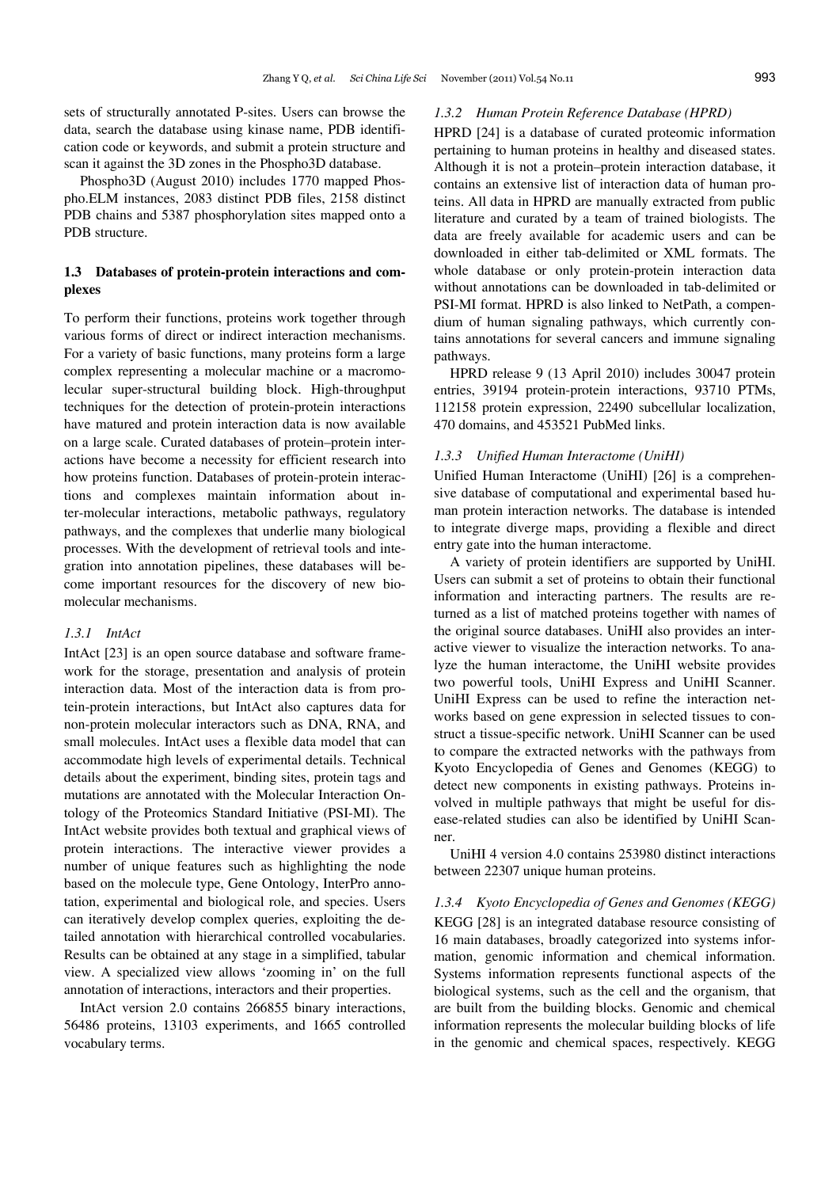sets of structurally annotated P-sites. Users can browse the data, search the database using kinase name, PDB identification code or keywords, and submit a protein structure and scan it against the 3D zones in the Phospho3D database.

Phospho3D (August 2010) includes 1770 mapped Phospho.ELM instances, 2083 distinct PDB files, 2158 distinct PDB chains and 5387 phosphorylation sites mapped onto a PDB structure.

### 1.3 Databases of protein-protein interactions and complexes

To perform their functions, proteins work together through various forms of direct or indirect interaction mechanisms. For a variety of basic functions, many proteins form a large complex representing a molecular machine or a macromolecular super-structural building block. High-throughput techniques for the detection of protein-protein interactions have matured and protein interaction data is now available on a large scale. Curated databases of protein–protein interactions have become a necessity for efficient research into how proteins function. Databases of protein-protein interactions and complexes maintain information about inter-molecular interactions, metabolic pathways, regulatory pathways, and the complexes that underlie many biological processes. With the development of retrieval tools and integration into annotation pipelines, these databases will become important resources for the discovery of new biomolecular mechanisms.

#### *1.3.1 IntAct*

IntAct [23] is an open source database and software framework for the storage, presentation and analysis of protein interaction data. Most of the interaction data is from protein-protein interactions, but IntAct also captures data for non-protein molecular interactors such as DNA, RNA, and small molecules. IntAct uses a flexible data model that can accommodate high levels of experimental details. Technical details about the experiment, binding sites, protein tags and mutations are annotated with the Molecular Interaction Ontology of the Proteomics Standard Initiative (PSI-MI). The IntAct website provides both textual and graphical views of protein interactions. The interactive viewer provides a number of unique features such as highlighting the node based on the molecule type, Gene Ontology, InterPro annotation, experimental and biological role, and species. Users can iteratively develop complex queries, exploiting the detailed annotation with hierarchical controlled vocabularies. Results can be obtained at any stage in a simplified, tabular view. A specialized view allows 'zooming in' on the full annotation of interactions, interactors and their properties.

IntAct version 2.0 contains 266855 binary interactions, 56486 proteins, 13103 experiments, and 1665 controlled vocabulary terms.

#### *1.3.2 Human Protein Reference Database (HPRD)*

HPRD [24] is a database of curated proteomic information pertaining to human proteins in healthy and diseased states. Although it is not a protein–protein interaction database, it contains an extensive list of interaction data of human proteins. All data in HPRD are manually extracted from public literature and curated by a team of trained biologists. The data are freely available for academic users and can be downloaded in either tab-delimited or XML formats. The whole database or only protein-protein interaction data without annotations can be downloaded in tab-delimited or PSI-MI format. HPRD is also linked to NetPath, a compendium of human signaling pathways, which currently contains annotations for several cancers and immune signaling pathways.

HPRD release 9 (13 April 2010) includes 30047 protein entries, 39194 protein-protein interactions, 93710 PTMs, 112158 protein expression, 22490 subcellular localization, 470 domains, and 453521 PubMed links.

#### *1.3.3 Unified Human Interactome (UniHI)*

Unified Human Interactome (UniHI) [26] is a comprehensive database of computational and experimental based human protein interaction networks. The database is intended to integrate diverge maps, providing a flexible and direct entry gate into the human interactome.

A variety of protein identifiers are supported by UniHI. Users can submit a set of proteins to obtain their functional information and interacting partners. The results are returned as a list of matched proteins together with names of the original source databases. UniHI also provides an interactive viewer to visualize the interaction networks. To analyze the human interactome, the UniHI website provides two powerful tools, UniHI Express and UniHI Scanner. UniHI Express can be used to refine the interaction networks based on gene expression in selected tissues to construct a tissue-specific network. UniHI Scanner can be used to compare the extracted networks with the pathways from Kyoto Encyclopedia of Genes and Genomes (KEGG) to detect new components in existing pathways. Proteins involved in multiple pathways that might be useful for disease-related studies can also be identified by UniHI Scanner.

UniHI 4 version 4.0 contains 253980 distinct interactions between 22307 unique human proteins.

#### *1.3.4 Kyoto Encyclopedia of Genes and Genomes (KEGG)*

KEGG [28] is an integrated database resource consisting of 16 main databases, broadly categorized into systems information, genomic information and chemical information. Systems information represents functional aspects of the biological systems, such as the cell and the organism, that are built from the building blocks. Genomic and chemical information represents the molecular building blocks of life in the genomic and chemical spaces, respectively. KEGG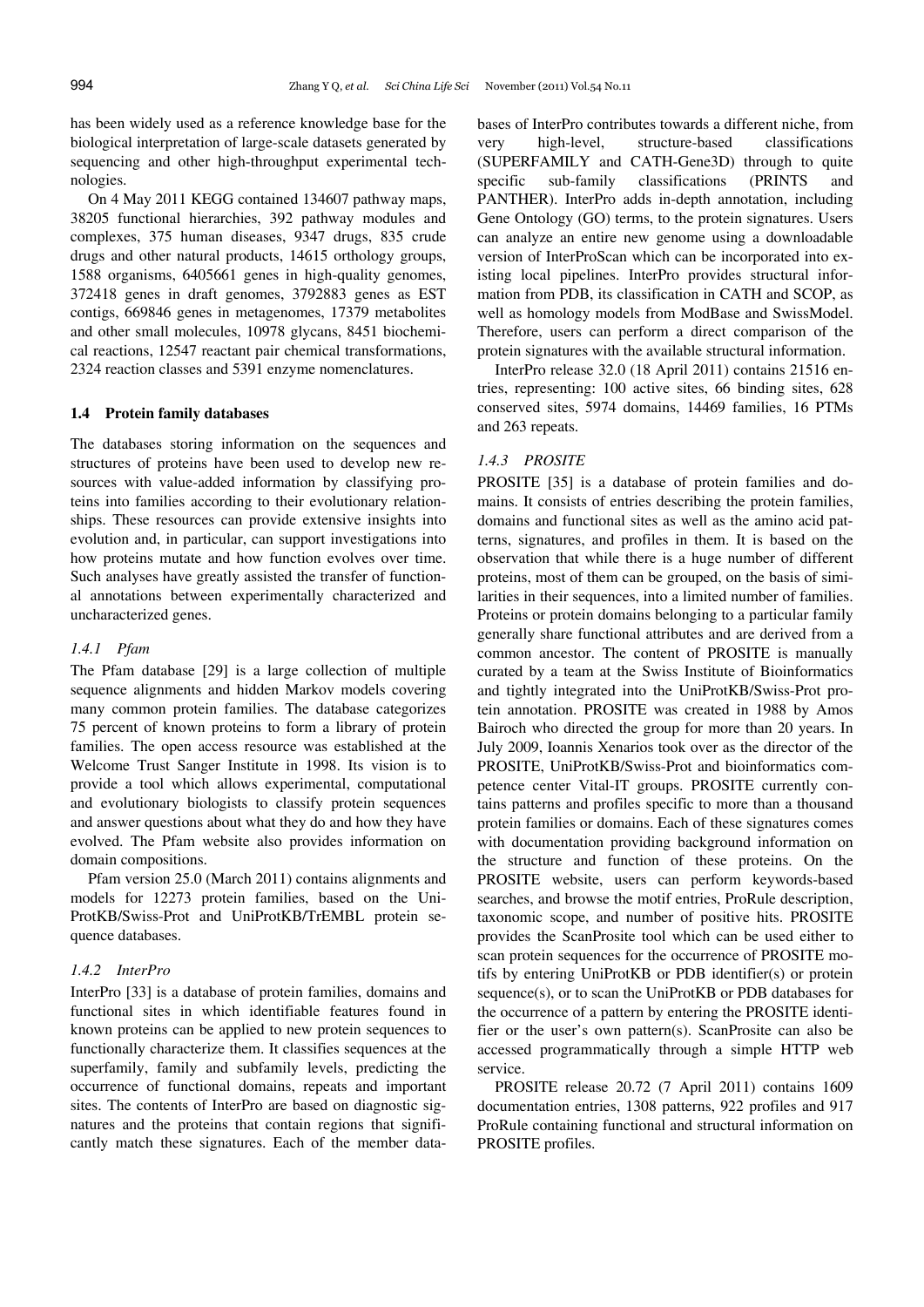has been widely used as a reference knowledge base for the biological interpretation of large-scale datasets generated by sequencing and other high-throughput experimental technologies.

On 4 May 2011 KEGG contained 134607 pathway maps, 38205 functional hierarchies, 392 pathway modules and complexes, 375 human diseases, 9347 drugs, 835 crude drugs and other natural products, 14615 orthology groups, 1588 organisms, 6405661 genes in high-quality genomes, 372418 genes in draft genomes, 3792883 genes as EST contigs, 669846 genes in metagenomes, 17379 metabolites and other small molecules, 10978 glycans, 8451 biochemical reactions, 12547 reactant pair chemical transformations, 2324 reaction classes and 5391 enzyme nomenclatures.

### 1.4 Protein family databases

The databases storing information on the sequences and structures of proteins have been used to develop new resources with value-added information by classifying proteins into families according to their evolutionary relationships. These resources can provide extensive insights into evolution and, in particular, can support investigations into how proteins mutate and how function evolves over time. Such analyses have greatly assisted the transfer of functional annotations between experimentally characterized and uncharacterized genes.

#### *1.4.1 Pfam*

The Pfam database [29] is a large collection of multiple sequence alignments and hidden Markov models covering many common protein families. The database categorizes 75 percent of known proteins to form a library of protein families. The open access resource was established at the Welcome Trust Sanger Institute in 1998. Its vision is to provide a tool which allows experimental, computational and evolutionary biologists to classify protein sequences and answer questions about what they do and how they have evolved. The Pfam website also provides information on domain compositions.

Pfam version 25.0 (March 2011) contains alignments and models for 12273 protein families, based on the UniProtKB/Swiss-Prot and UniProtKB/TrEMBL protein sequence databases.

#### *1.4.2 InterPro*

InterPro [33] is a database of protein families, domains and functional sites in which identifiable features found in known proteins can be applied to new protein sequences to functionally characterize them. It classifies sequences at the superfamily, family and subfamily levels, predicting the occurrence of functional domains, repeats and important sites. The contents of InterPro are based on diagnostic signatures and the proteins that contain regions that significantly match these signatures. Each of the member databases of InterPro contributes towards a different niche, from very high-level, structure-based classifications (SUPERFAMILY and CATH-Gene3D) through to quite specific sub-family classifications (PRINTS and PANTHER). InterPro adds in-depth annotation, including Gene Ontology (GO) terms, to the protein signatures. Users can analyze an entire new genome using a downloadable version of InterProScan which can be incorporated into existing local pipelines. InterPro provides structural information from PDB, its classification in CATH and SCOP, as well as homology models from ModBase and SwissModel. Therefore, users can perform a direct comparison of the protein signatures with the available structural information.

InterPro release 32.0 (18 April 2011) contains 21516 entries, representing: 100 active sites, 66 binding sites, 628 conserved sites, 5974 domains, 14469 families, 16 PTMs and 263 repeats.

#### *1.4.3 PROSITE*

PROSITE [35] is a database of protein families and domains. It consists of entries describing the protein families, domains and functional sites as well as the amino acid patterns, signatures, and profiles in them. It is based on the observation that while there is a huge number of different proteins, most of them can be grouped, on the basis of similarities in their sequences, into a limited number of families. Proteins or protein domains belonging to a particular family generally share functional attributes and are derived from a common ancestor. The content of PROSITE is manually curated by a team at the Swiss Institute of Bioinformatics and tightly integrated into the UniProtKB/Swiss-Prot protein annotation. PROSITE was created in 1988 by Amos Bairoch who directed the group for more than 20 years. In July 2009, Ioannis Xenarios took over as the director of the PROSITE, UniProtKB/Swiss-Prot and bioinformatics competence center Vital-IT groups. PROSITE currently contains patterns and profiles specific to more than a thousand protein families or domains. Each of these signatures comes with documentation providing background information on the structure and function of these proteins. On the PROSITE website, users can perform keywords-based searches, and browse the motif entries, ProRule description, taxonomic scope, and number of positive hits. PROSITE provides the ScanProsite tool which can be used either to scan protein sequences for the occurrence of PROSITE motifs by entering UniProtKB or PDB identifier(s) or protein sequence(s), or to scan the UniProtKB or PDB databases for the occurrence of a pattern by entering the PROSITE identifier or the user's own pattern(s). ScanProsite can also be accessed programmatically through a simple HTTP web service.

PROSITE release 20.72 (7 April 2011) contains 1609 documentation entries, 1308 patterns, 922 profiles and 917 ProRule containing functional and structural information on PROSITE profiles.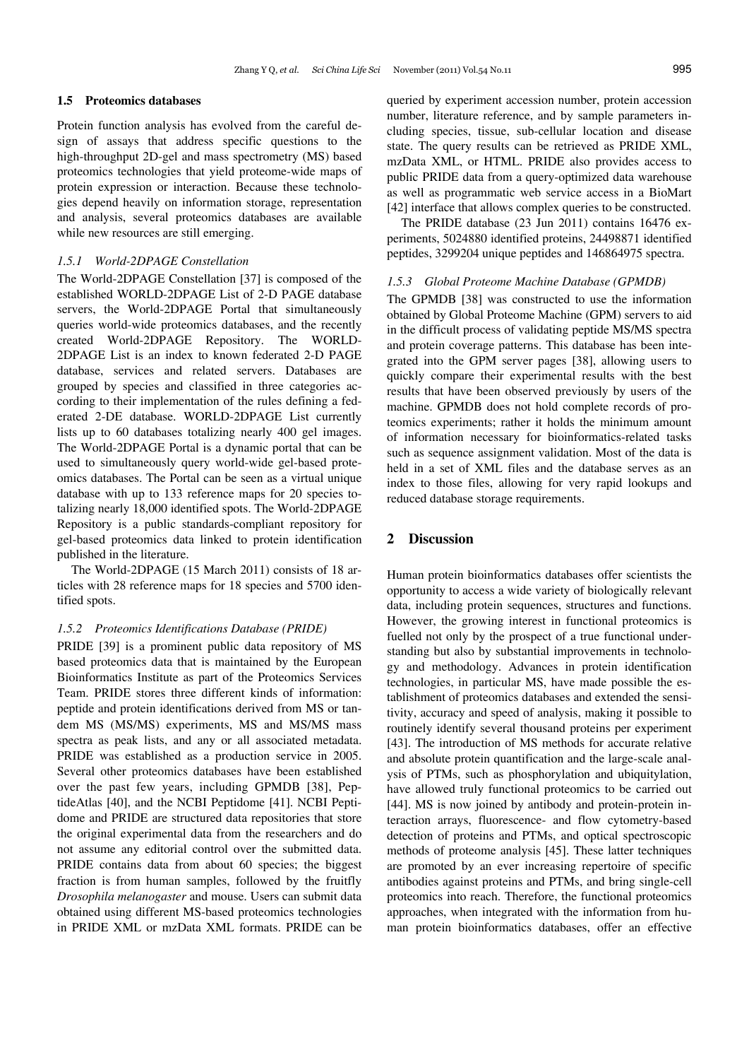### 1.5 Proteomics databases

Protein function analysis has evolved from the careful design of assays that address specific questions to the high-throughput 2D-gel and mass spectrometry (MS) based proteomics technologies that yield proteome-wide maps of protein expression or interaction. Because these technologies depend heavily on information storage, representation and analysis, several proteomics databases are available while new resources are still emerging.

#### *1.5.1 World-2DPAGE Constellation*

The World-2DPAGE Constellation [37] is composed of the established WORLD-2DPAGE List of 2-D PAGE database servers, the World-2DPAGE Portal that simultaneously queries world-wide proteomics databases, and the recently created World-2DPAGE Repository. The WORLD-2DPAGE List is an index to known federated 2-D PAGE database, services and related servers. Databases are grouped by species and classified in three categories according to their implementation of the rules defining a federated 2-DE database. WORLD-2DPAGE List currently lists up to 60 databases totalizing nearly 400 gel images. The World-2DPAGE Portal is a dynamic portal that can be used to simultaneously query world-wide gel-based proteomics databases. The Portal can be seen as a virtual unique database with up to 133 reference maps for 20 species totalizing nearly 18,000 identified spots. The World-2DPAGE Repository is a public standards-compliant repository for gel-based proteomics data linked to protein identification published in the literature.

The World-2DPAGE (15 March 2011) consists of 18 articles with 28 reference maps for 18 species and 5700 identified spots.

#### *1.5.2 Proteomics Identifications Database (PRIDE)*

PRIDE [39] is a prominent public data repository of MS based proteomics data that is maintained by the European Bioinformatics Institute as part of the Proteomics Services Team. PRIDE stores three different kinds of information: peptide and protein identifications derived from MS or tandem MS (MS/MS) experiments, MS and MS/MS mass spectra as peak lists, and any or all associated metadata. PRIDE was established as a production service in 2005. Several other proteomics databases have been established over the past few years, including GPMDB [38], PeptideAtlas [40], and the NCBI Peptidome [41]. NCBI Peptidome and PRIDE are structured data repositories that store the original experimental data from the researchers and do not assume any editorial control over the submitted data. PRIDE contains data from about 60 species; the biggest fraction is from human samples, followed by the fruitfly *Drosophila melanogaster* and mouse. Users can submit data obtained using different MS-based proteomics technologies in PRIDE XML or mzData XML formats. PRIDE can be queried by experiment accession number, protein accession number, literature reference, and by sample parameters including species, tissue, sub-cellular location and disease state. The query results can be retrieved as PRIDE XML, mzData XML, or HTML. PRIDE also provides access to public PRIDE data from a query-optimized data warehouse as well as programmatic web service access in a BioMart [42] interface that allows complex queries to be constructed.

The PRIDE database (23 Jun 2011) contains 16476 experiments, 5024880 identified proteins, 24498871 identified peptides, 3299204 unique peptides and 146864975 spectra.

#### *1.5.3 Global Proteome Machine Database (GPMDB)*

The GPMDB [38] was constructed to use the information obtained by Global Proteome Machine (GPM) servers to aid in the difficult process of validating peptide MS/MS spectra and protein coverage patterns. This database has been integrated into the GPM server pages [38], allowing users to quickly compare their experimental results with the best results that have been observed previously by users of the machine. GPMDB does not hold complete records of proteomics experiments; rather it holds the minimum amount of information necessary for bioinformatics-related tasks such as sequence assignment validation. Most of the data is held in a set of XML files and the database serves as an index to those files, allowing for very rapid lookups and reduced database storage requirements.

## 2 Discussion

Human protein bioinformatics databases offer scientists the opportunity to access a wide variety of biologically relevant data, including protein sequences, structures and functions. However, the growing interest in functional proteomics is fuelled not only by the prospect of a true functional understanding but also by substantial improvements in technology and methodology. Advances in protein identification technologies, in particular MS, have made possible the establishment of proteomics databases and extended the sensitivity, accuracy and speed of analysis, making it possible to routinely identify several thousand proteins per experiment [43]. The introduction of MS methods for accurate relative and absolute protein quantification and the large-scale analysis of PTMs, such as phosphorylation and ubiquitylation, have allowed truly functional proteomics to be carried out [44]. MS is now joined by antibody and protein-protein interaction arrays, fluorescence- and flow cytometry-based detection of proteins and PTMs, and optical spectroscopic methods of proteome analysis [45]. These latter techniques are promoted by an ever increasing repertoire of specific antibodies against proteins and PTMs, and bring single-cell proteomics into reach. Therefore, the functional proteomics approaches, when integrated with the information from human protein bioinformatics databases, offer an effective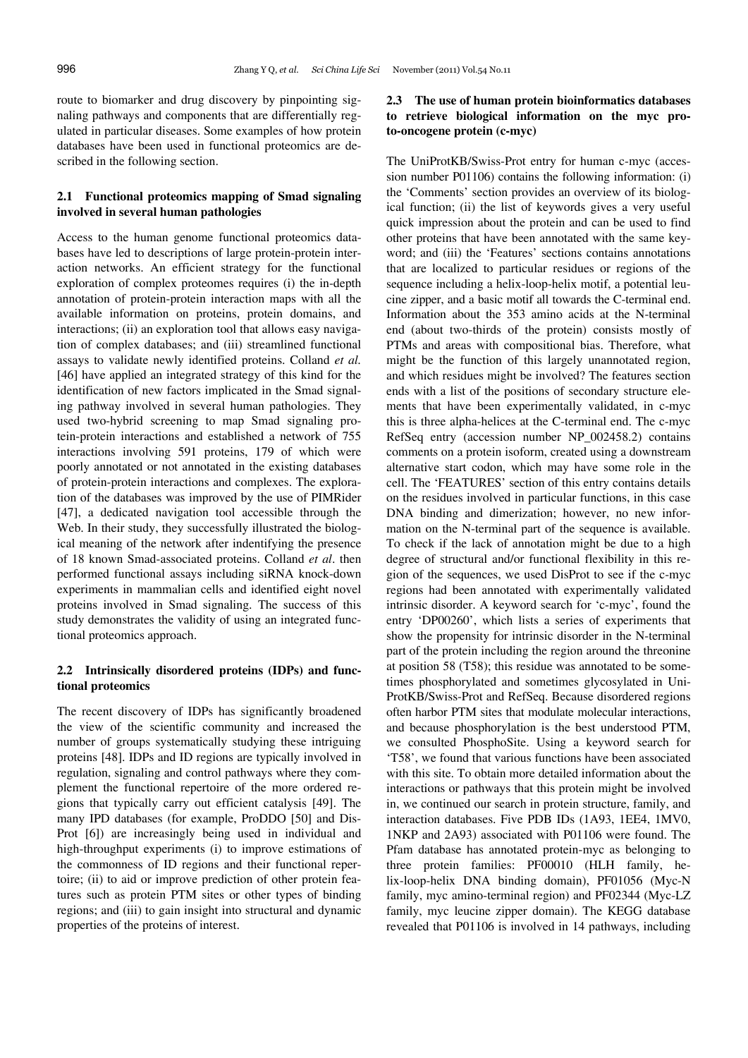route to biomarker and drug discovery by pinpointing signaling pathways and components that are differentially regulated in particular diseases. Some examples of how protein databases have been used in functional proteomics are described in the following section.

### 2.1 Functional proteomics mapping of Smad signaling involved in several human pathologies

Access to the human genome functional proteomics databases have led to descriptions of large protein-protein interaction networks. An efficient strategy for the functional exploration of complex proteomes requires (i) the in-depth annotation of protein-protein interaction maps with all the available information on proteins, protein domains, and interactions; (ii) an exploration tool that allows easy navigation of complex databases; and (iii) streamlined functional assays to validate newly identified proteins. Colland *et al.* [46] have applied an integrated strategy of this kind for the identification of new factors implicated in the Smad signaling pathway involved in several human pathologies. They used two-hybrid screening to map Smad signaling protein-protein interactions and established a network of 755 interactions involving 591 proteins, 179 of which were poorly annotated or not annotated in the existing databases of protein-protein interactions and complexes. The exploration of the databases was improved by the use of PIMRider [47], a dedicated navigation tool accessible through the Web. In their study, they successfully illustrated the biological meaning of the network after indentifying the presence of 18 known Smad-associated proteins. Colland *et al*. then performed functional assays including siRNA knock-down experiments in mammalian cells and identified eight novel proteins involved in Smad signaling. The success of this study demonstrates the validity of using an integrated functional proteomics approach.

### 2.2 Intrinsically disordered proteins (IDPs) and functional proteomics

The recent discovery of IDPs has significantly broadened the view of the scientific community and increased the number of groups systematically studying these intriguing proteins [48]. IDPs and ID regions are typically involved in regulation, signaling and control pathways where they complement the functional repertoire of the more ordered regions that typically carry out efficient catalysis [49]. The many IPD databases (for example, ProDDO [50] and DisProt [6]) are increasingly being used in individual and high-throughput experiments (i) to improve estimations of the commonness of ID regions and their functional repertoire; (ii) to aid or improve prediction of other protein features such as protein PTM sites or other types of binding regions; and (iii) to gain insight into structural and dynamic properties of the proteins of interest.

### 2.3 The use of human protein bioinformatics databases to retrieve biological information on the myc proto-oncogene protein (c-myc)

The UniProtKB/Swiss-Prot entry for human c-myc (accession number P01106) contains the following information: (i) the 'Comments' section provides an overview of its biological function; (ii) the list of keywords gives a very useful quick impression about the protein and can be used to find other proteins that have been annotated with the same keyword; and (iii) the 'Features' sections contains annotations that are localized to particular residues or regions of the sequence including a helix-loop-helix motif, a potential leucine zipper, and a basic motif all towards the C-terminal end. Information about the 353 amino acids at the N-terminal end (about two-thirds of the protein) consists mostly of PTMs and areas with compositional bias. Therefore, what might be the function of this largely unannotated region, and which residues might be involved? The features section ends with a list of the positions of secondary structure elements that have been experimentally validated, in c-myc this is three alpha-helices at the C-terminal end. The c-myc RefSeq entry (accession number NP_002458.2) contains comments on a protein isoform, created using a downstream alternative start codon, which may have some role in the cell. The 'FEATURES' section of this entry contains details on the residues involved in particular functions, in this case DNA binding and dimerization; however, no new information on the N-terminal part of the sequence is available. To check if the lack of annotation might be due to a high degree of structural and/or functional flexibility in this region of the sequences, we used DisProt to see if the c-myc regions had been annotated with experimentally validated intrinsic disorder. A keyword search for 'c-myc', found the entry 'DP00260', which lists a series of experiments that show the propensity for intrinsic disorder in the N-terminal part of the protein including the region around the threonine at position 58 (T58); this residue was annotated to be sometimes phosphorylated and sometimes glycosylated in UniProtKB/Swiss-Prot and RefSeq. Because disordered regions often harbor PTM sites that modulate molecular interactions, and because phosphorylation is the best understood PTM, we consulted PhosphoSite. Using a keyword search for 'T58', we found that various functions have been associated with this site. To obtain more detailed information about the interactions or pathways that this protein might be involved in, we continued our search in protein structure, family, and interaction databases. Five PDB IDs (1A93, 1EE4, 1MV0, 1NKP and 2A93) associated with P01106 were found. The Pfam database has annotated protein-myc as belonging to three protein families: PF00010 (HLH family, helix-loop-helix DNA binding domain), PF01056 (Myc-N family, myc amino-terminal region) and PF02344 (Myc-LZ family, myc leucine zipper domain). The KEGG database revealed that P01106 is involved in 14 pathways, including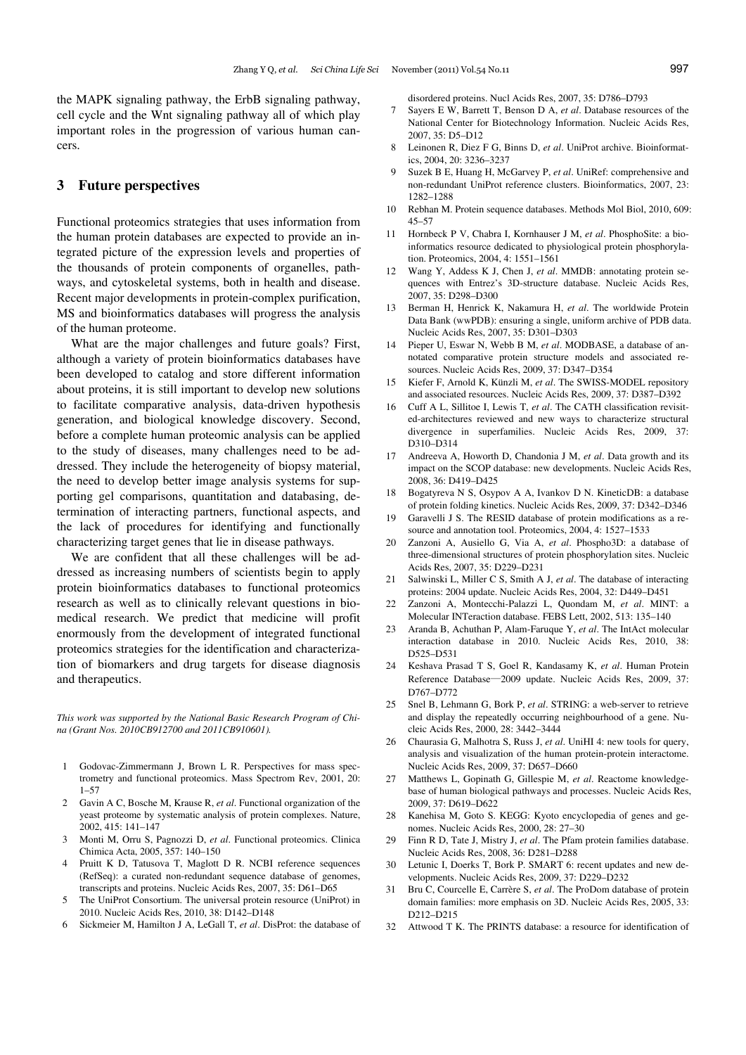the MAPK signaling pathway, the ErbB signaling pathway, cell cycle and the Wnt signaling pathway all of which play important roles in the progression of various human cancers.

## 3 Future perspectives

Functional proteomics strategies that uses information from the human protein databases are expected to provide an integrated picture of the expression levels and properties of the thousands of protein components of organelles, pathways, and cytoskeletal systems, both in health and disease. Recent major developments in protein-complex purification, MS and bioinformatics databases will progress the analysis of the human proteome.

What are the major challenges and future goals? First, although a variety of protein bioinformatics databases have been developed to catalog and store different information about proteins, it is still important to develop new solutions to facilitate comparative analysis, data-driven hypothesis generation, and biological knowledge discovery. Second, before a complete human proteomic analysis can be applied to the study of diseases, many challenges need to be addressed. They include the heterogeneity of biopsy material, the need to develop better image analysis systems for supporting gel comparisons, quantitation and databasing, determination of interacting partners, functional aspects, and the lack of procedures for identifying and functionally characterizing target genes that lie in disease pathways.

We are confident that all these challenges will be addressed as increasing numbers of scientists begin to apply protein bioinformatics databases to functional proteomics research as well as to clinically relevant questions in biomedical research. We predict that medicine will profit enormously from the development of integrated functional proteomics strategies for the identification and characterization of biomarkers and drug targets for disease diagnosis and therapeutics.

*This work was supported by the National Basic Research Program of China (Grant Nos. 2010CB912700 and 2011CB910601).*

1 Godovac-Zimmermann J, Brown L R. Perspectives for mass spectrometry and functional proteomics. Mass Spectrom Rev, 2001, 20: 1–57
2 Gavin A C, Bosche M, Krause R, *et al*. Functional organization of the yeast proteome by systematic analysis of protein complexes. Nature, 2002, 415: 141–147
3 Monti M, Orru S, Pagnozzi D, *et al*. Functional proteomics. Clinica Chimica Acta, 2005, 357: 140–150
4 Pruitt K D, Tatusova T, Maglott D R. NCBI reference sequences (RefSeq): a curated non-redundant sequence database of genomes, transcripts and proteins. Nucleic Acids Res, 2007, 35: D61–D65
5 The UniProt Consortium. The universal protein resource (UniProt) in 2010. Nucleic Acids Res, 2010, 38: D142–D148
6 Sickmeier M, Hamilton J A, LeGall T, *et al*. DisProt: the database of disordered proteins. Nucl Acids Res, 2007, 35: D786–D793
7 Sayers E W, Barrett T, Benson D A, *et al*. Database resources of the National Center for Biotechnology Information. Nucleic Acids Res, 2007, 35: D5–D12
8 Leinonen R, Diez F G, Binns D, *et al*. UniProt archive. Bioinformatics, 2004, 20: 3236–3237
9 Suzek B E, Huang H, McGarvey P, *et al*. UniRef: comprehensive and non-redundant UniProt reference clusters. Bioinformatics, 2007, 23: 1282–1288
10 Rebhan M. Protein sequence databases. Methods Mol Biol, 2010, 609: 45–57
11 Hornbeck P V, Chabra I, Kornhauser J M, *et al*. PhosphoSite: a bioinformatics resource dedicated to physiological protein phosphorylation. Proteomics, 2004, 4: 1551–1561
12 Wang Y, Addess K J, Chen J, *et al*. MMDB: annotating protein sequences with Entrez's 3D-structure database. Nucleic Acids Res, 2007, 35: D298–D300
13 Berman H, Henrick K, Nakamura H, *et al*. The worldwide Protein Data Bank (wwPDB): ensuring a single, uniform archive of PDB data. Nucleic Acids Res, 2007, 35: D301–D303
14 Pieper U, Eswar N, Webb B M, *et al*. MODBASE, a database of annotated comparative protein structure models and associated resources. Nucleic Acids Res, 2009, 37: D347–D354
15 Kiefer F, Arnold K, Künzli M, *et al*. The SWISS-MODEL repository and associated resources. Nucleic Acids Res, 2009, 37: D387–D392
16 Cuff A L, Sillitoe I, Lewis T, *et al*. The CATH classification revisited-architectures reviewed and new ways to characterize structural divergence in superfamilies. Nucleic Acids Res, 2009, 37: D310–D314
17 Andreeva A, Howorth D, Chandonia J M, *et al*. Data growth and its impact on the SCOP database: new developments. Nucleic Acids Res, 2008, 36: D419–D425
18 Bogatyreva N S, Osypov A A, Ivankov D N. KineticDB: a database of protein folding kinetics. Nucleic Acids Res, 2009, 37: D342–D346
19 Garavelli J S. The RESID database of protein modifications as a resource and annotation tool. Proteomics, 2004, 4: 1527–1533
20 Zanzoni A, Ausiello G, Via A, *et al*. Phospho3D: a database of three-dimensional structures of protein phosphorylation sites. Nucleic Acids Res, 2007, 35: D229–D231
21 Salwinski L, Miller C S, Smith A J, *et al*. The database of interacting proteins: 2004 update. Nucleic Acids Res, 2004, 32: D449–D451
22 Zanzoni A, Montecchi-Palazzi L, Quondam M, *et al*. MINT: a Molecular INTeraction database. FEBS Lett, 2002, 513: 135–140
23 Aranda B, Achuthan P, Alam-Faruque Y, *et al*. The IntAct molecular interaction database in 2010. Nucleic Acids Res, 2010, 38: D525–D531
24 Keshava Prasad T S, Goel R, Kandasamy K, *et al*. Human Protein Reference Database—2009 update. Nucleic Acids Res, 2009, 37: D767–D772
25 Snel B, Lehmann G, Bork P, *et al*. STRING: a web-server to retrieve and display the repeatedly occurring neighbourhood of a gene. Nucleic Acids Res, 2000, 28: 3442–3444
26 Chaurasia G, Malhotra S, Russ J, *et al*. UniHI 4: new tools for query, analysis and visualization of the human protein-protein interactome. Nucleic Acids Res, 2009, 37: D657–D660
27 Matthews L, Gopinath G, Gillespie M, *et al*. Reactome knowledgebase of human biological pathways and processes. Nucleic Acids Res, 2009, 37: D619–D622
28 Kanehisa M, Goto S. KEGG: Kyoto encyclopedia of genes and genomes. Nucleic Acids Res, 2000, 28: 27–30
29 Finn R D, Tate J, Mistry J, *et al*. The Pfam protein families database. Nucleic Acids Res, 2008, 36: D281–D288
30 Letunic I, Doerks T, Bork P. SMART 6: recent updates and new developments. Nucleic Acids Res, 2009, 37: D229–D232
31 Bru C, Courcelle E, Carrère S, *et al*. The ProDom database of protein domain families: more emphasis on 3D. Nucleic Acids Res, 2005, 33: D212–D215
32 Attwood T K. The PRINTS database: a resource for identification of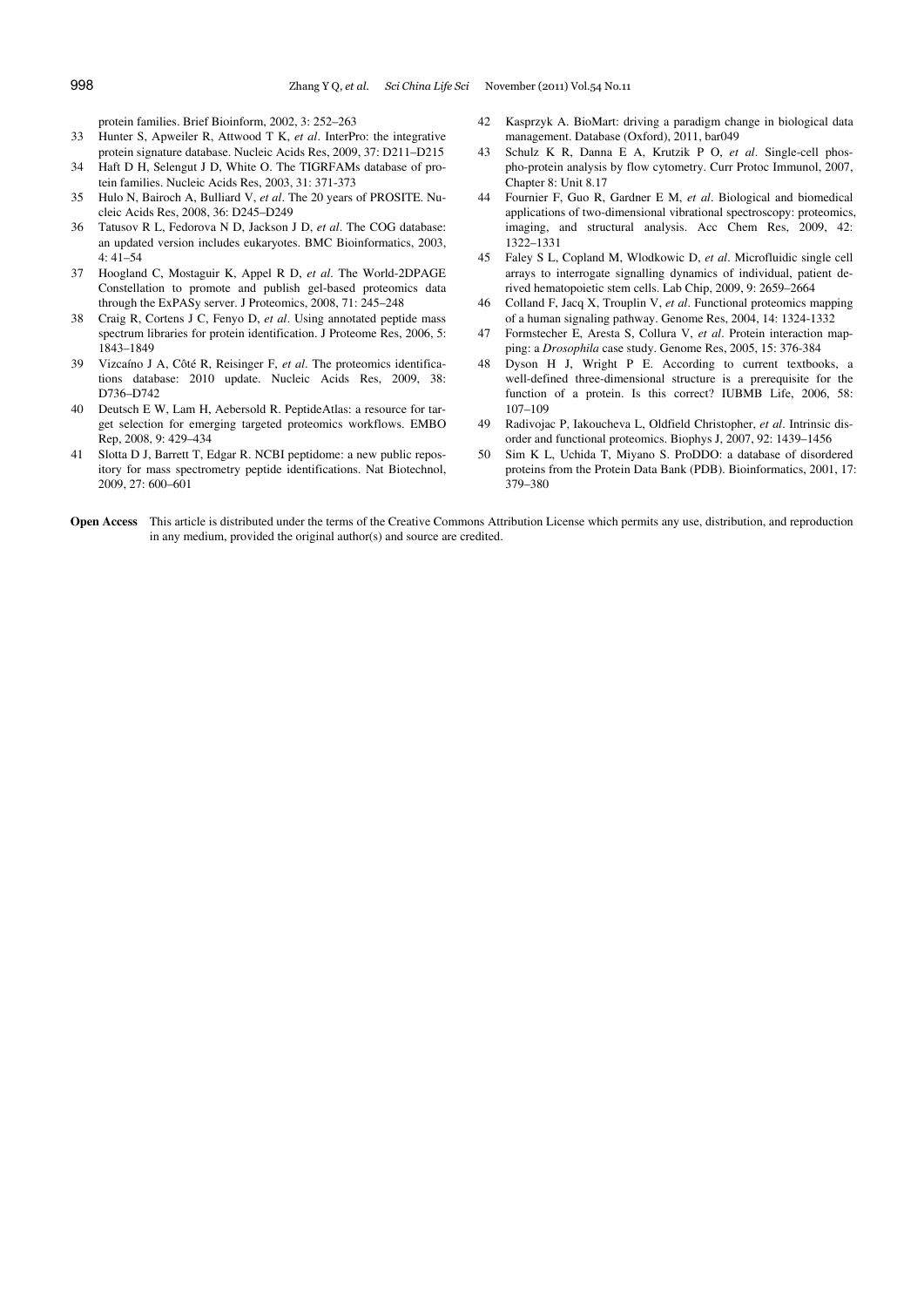protein families. Brief Bioinform, 2002, 3: 252–263

33 Hunter S, Apweiler R, Attwood T K, *et al*. InterPro: the integrative protein signature database. Nucleic Acids Res, 2009, 37: D211–D215

34 Haft D H, Selengut J D, White O. The TIGRFAMs database of protein families. Nucleic Acids Res, 2003, 31: 371-373

35 Hulo N, Bairoch A, Bulliard V, *et al*. The 20 years of PROSITE. Nucleic Acids Res, 2008, 36: D245–D249

36 Tatusov R L, Fedorova N D, Jackson J D, *et al*. The COG database: an updated version includes eukaryotes. BMC Bioinformatics, 2003, 4: 41–54

37 Hoogland C, Mostaguir K, Appel R D, *et al*. The World-2DPAGE Constellation to promote and publish gel-based proteomics data through the ExPASy server. J Proteomics, 2008, 71: 245–248

38 Craig R, Cortens J C, Fenyo D, *et al*. Using annotated peptide mass spectrum libraries for protein identification. J Proteome Res, 2006, 5: 1843–1849

39 Vizcaíno J A, Côté R, Reisinger F, *et al*. The proteomics identifications database: 2010 update. Nucleic Acids Res, 2009, 38: D736–D742

40 Deutsch E W, Lam H, Aebersold R. PeptideAtlas: a resource for target selection for emerging targeted proteomics workflows. EMBO Rep, 2008, 9: 429–434

41 Slotta D J, Barrett T, Edgar R. NCBI peptidome: a new public repository for mass spectrometry peptide identifications. Nat Biotechnol, 2009, 27: 600–601

42 Kasprzyk A. BioMart: driving a paradigm change in biological data management. Database (Oxford), 2011, bar049

43 Schulz K R, Danna E A, Krutzik P O, *et al*. Single-cell phospho-protein analysis by flow cytometry. Curr Protoc Immunol, 2007, Chapter 8: Unit 8.17

44 Fournier F, Guo R, Gardner E M, *et al*. Biological and biomedical applications of two-dimensional vibrational spectroscopy: proteomics, imaging, and structural analysis. Acc Chem Res, 2009, 42: 1322–1331

45 Faley S L, Copland M, Wlodkowic D, *et al*. Microfluidic single cell arrays to interrogate signalling dynamics of individual, patient derived hematopoietic stem cells. Lab Chip, 2009, 9: 2659–2664

46 Colland F, Jacq X, Trouplin V, *et al*. Functional proteomics mapping of a human signaling pathway. Genome Res, 2004, 14: 1324-1332

47 Formstecher E, Aresta S, Collura V, *et al*. Protein interaction mapping: a *Drosophila* case study. Genome Res, 2005, 15: 376-384

48 Dyson H J, Wright P E. According to current textbooks, a well-defined three-dimensional structure is a prerequisite for the function of a protein. Is this correct? IUBMB Life, 2006, 58: 107–109

49 Radivojac P, Iakoucheva L, Oldfield Christopher, *et al*. Intrinsic disorder and functional proteomics. Biophys J, 2007, 92: 1439–1456

50 Sim K L, Uchida T, Miyano S. ProDDO: a database of disordered proteins from the Protein Data Bank (PDB). Bioinformatics, 2001, 17: 379–380

**Open Access** This article is distributed under the terms of the Creative Commons Attribution License which permits any use, distribution, and reproduction in any medium, provided the original author(s) and source are credited.